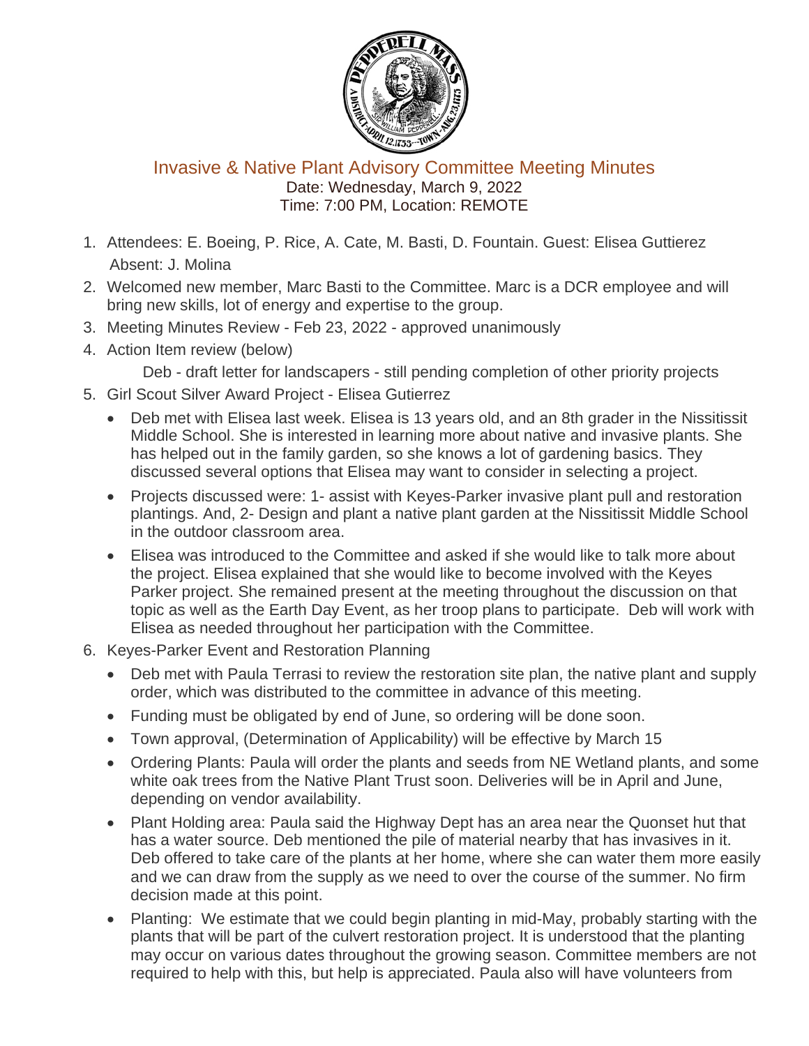# Invasive & Native Plant Advisory Committee Meeting Minutes

Date: Wednesday, March 9, 2022
Time: 7:00 PM, Location: REMOTE

1. Attendees: E. Boeing, P. Rice, A. Cate, M. Basti, D. Fountain. Guest: Elisea Guttierez
   Absent: J. Molina
2. Welcomed new member, Marc Basti to the Committee. Marc is a DCR employee and will bring new skills, lot of energy and expertise to the group.
3. Meeting Minutes Review - Feb 23, 2022 - approved unanimously
4. Action Item review (below)

   Deb - draft letter for landscapers - still pending completion of other priority projects
5. Girl Scout Silver Award Project - Elisea Gutierrez
   - Deb met with Elisea last week. Elisea is 13 years old, and an 8th grader in the Nissitissit Middle School. She is interested in learning more about native and invasive plants. She has helped out in the family garden, so she knows a lot of gardening basics. They discussed several options that Elisea may want to consider in selecting a project.
   - Projects discussed were: 1- assist with Keyes-Parker invasive plant pull and restoration plantings. And, 2- Design and plant a native plant garden at the Nissitissit Middle School in the outdoor classroom area.
   - Elisea was introduced to the Committee and asked if she would like to talk more about the project. Elisea explained that she would like to become involved with the Keyes Parker project. She remained present at the meeting throughout the discussion on that topic as well as the Earth Day Event, as her troop plans to participate. Deb will work with Elisea as needed throughout her participation with the Committee.
6. Keyes-Parker Event and Restoration Planning
   - Deb met with Paula Terrasi to review the restoration site plan, the native plant and supply order, which was distributed to the committee in advance of this meeting.
   - Funding must be obligated by end of June, so ordering will be done soon.
   - Town approval, (Determination of Applicability) will be effective by March 15
   - Ordering Plants: Paula will order the plants and seeds from NE Wetland plants, and some white oak trees from the Native Plant Trust soon. Deliveries will be in April and June, depending on vendor availability.
   - Plant Holding area: Paula said the Highway Dept has an area near the Quonset hut that has a water source. Deb mentioned the pile of material nearby that has invasives in it. Deb offered to take care of the plants at her home, where she can water them more easily and we can draw from the supply as we need to over the course of the summer. No firm decision made at this point.
   - Planting: We estimate that we could begin planting in mid-May, probably starting with the plants that will be part of the culvert restoration project. It is understood that the planting may occur on various dates throughout the growing season. Committee members are not required to help with this, but help is appreciated. Paula also will have volunteers from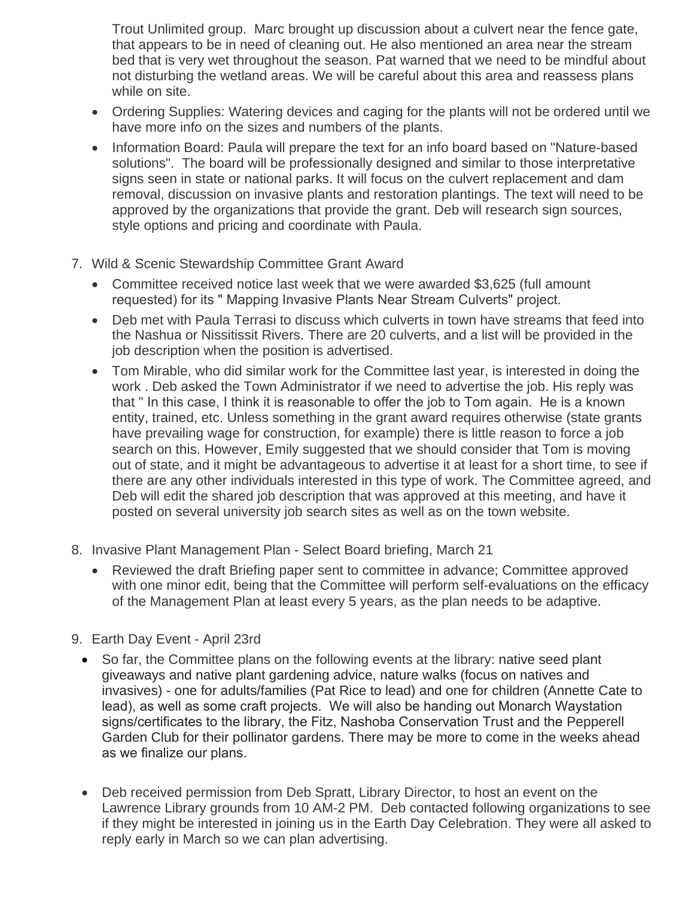Trout Unlimited group. Marc brought up discussion about a culvert near the fence gate, that appears to be in need of cleaning out. He also mentioned an area near the stream bed that is very wet throughout the season. Pat warned that we need to be mindful about not disturbing the wetland areas. We will be careful about this area and reassess plans while on site.

- Ordering Supplies: Watering devices and caging for the plants will not be ordered until we have more info on the sizes and numbers of the plants.
- Information Board: Paula will prepare the text for an info board based on "Nature-based solutions". The board will be professionally designed and similar to those interpretative signs seen in state or national parks. It will focus on the culvert replacement and dam removal, discussion on invasive plants and restoration plantings. The text will need to be approved by the organizations that provide the grant. Deb will research sign sources, style options and pricing and coordinate with Paula.

7. Wild & Scenic Stewardship Committee Grant Award
   - Committee received notice last week that we were awarded $3,625 (full amount requested) for its " Mapping Invasive Plants Near Stream Culverts" project.
   - Deb met with Paula Terrasi to discuss which culverts in town have streams that feed into the Nashua or Nissitissit Rivers. There are 20 culverts, and a list will be provided in the job description when the position is advertised.
   - Tom Mirable, who did similar work for the Committee last year, is interested in doing the work . Deb asked the Town Administrator if we need to advertise the job. His reply was that " In this case, I think it is reasonable to offer the job to Tom again. He is a known entity, trained, etc. Unless something in the grant award requires otherwise (state grants have prevailing wage for construction, for example) there is little reason to force a job search on this. However, Emily suggested that we should consider that Tom is moving out of state, and it might be advantageous to advertise it at least for a short time, to see if there are any other individuals interested in this type of work. The Committee agreed, and Deb will edit the shared job description that was approved at this meeting, and have it posted on several university job search sites as well as on the town website.

8. Invasive Plant Management Plan - Select Board briefing, March 21
   - Reviewed the draft Briefing paper sent to committee in advance; Committee approved with one minor edit, being that the Committee will perform self-evaluations on the efficacy of the Management Plan at least every 5 years, as the plan needs to be adaptive.

9. Earth Day Event - April 23rd
   - So far, the Committee plans on the following events at the library: native seed plant giveaways and native plant gardening advice, nature walks (focus on natives and invasives) - one for adults/families (Pat Rice to lead) and one for children (Annette Cate to lead), as well as some craft projects. We will also be handing out Monarch Waystation signs/certificates to the library, the Fitz, Nashoba Conservation Trust and the Pepperell Garden Club for their pollinator gardens. There may be more to come in the weeks ahead as we finalize our plans.
   - Deb received permission from Deb Spratt, Library Director, to host an event on the Lawrence Library grounds from 10 AM-2 PM. Deb contacted following organizations to see if they might be interested in joining us in the Earth Day Celebration. They were all asked to reply early in March so we can plan advertising.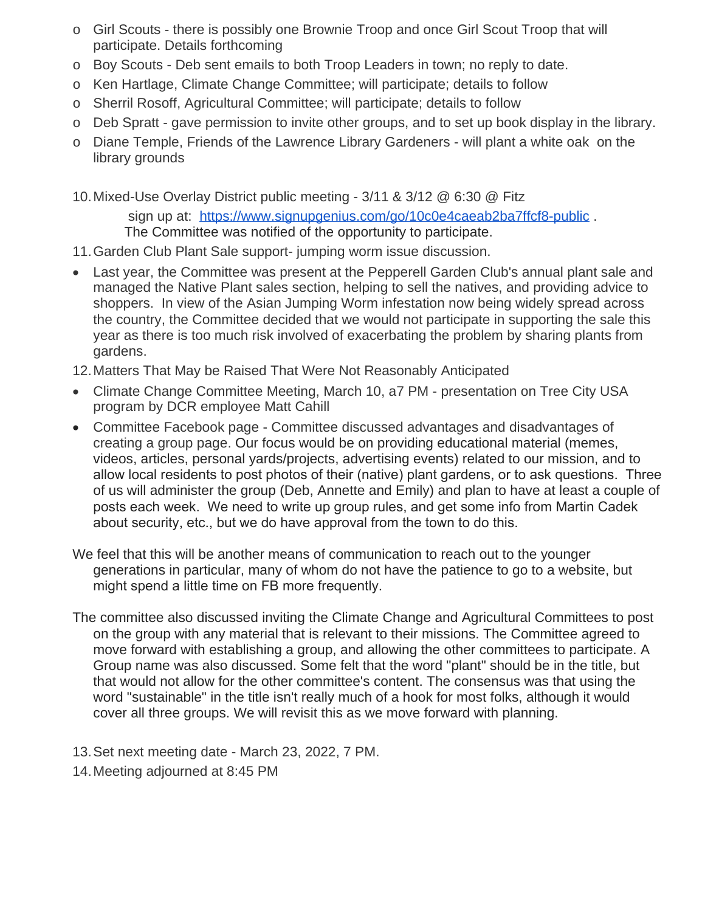- Girl Scouts - there is possibly one Brownie Troop and once Girl Scout Troop that will participate. Details forthcoming
- Boy Scouts - Deb sent emails to both Troop Leaders in town; no reply to date.
- Ken Hartlage, Climate Change Committee; will participate; details to follow
- Sherril Rosoff, Agricultural Committee; will participate; details to follow
- Deb Spratt - gave permission to invite other groups, and to set up book display in the library.
- Diane Temple, Friends of the Lawrence Library Gardeners - will plant a white oak on the library grounds

10. Mixed-Use Overlay District public meeting - 3/11 & 3/12 @ 6:30 @ Fitz

    sign up at: [https://www.signupgenius.com/go/10c0e4caeab2ba7ffcf8-public](https://www.signupgenius.com/go/10c0e4caeab2ba7ffcf8-public) .
    The Committee was notified of the opportunity to participate.

11. Garden Club Plant Sale support- jumping worm issue discussion.

- Last year, the Committee was present at the Pepperell Garden Club's annual plant sale and managed the Native Plant sales section, helping to sell the natives, and providing advice to shoppers. In view of the Asian Jumping Worm infestation now being widely spread across the country, the Committee decided that we would not participate in supporting the sale this year as there is too much risk involved of exacerbating the problem by sharing plants from gardens.

12. Matters That May be Raised That Were Not Reasonably Anticipated

- Climate Change Committee Meeting, March 10, a7 PM - presentation on Tree City USA program by DCR employee Matt Cahill
- Committee Facebook page - Committee discussed advantages and disadvantages of creating a group page. Our focus would be on providing educational material (memes, videos, articles, personal yards/projects, advertising events) related to our mission, and to allow local residents to post photos of their (native) plant gardens, or to ask questions. Three of us will administer the group (Deb, Annette and Emily) and plan to have at least a couple of posts each week. We need to write up group rules, and get some info from Martin Cadek about security, etc., but we do have approval from the town to do this.

We feel that this will be another means of communication to reach out to the younger generations in particular, many of whom do not have the patience to go to a website, but might spend a little time on FB more frequently.

The committee also discussed inviting the Climate Change and Agricultural Committees to post on the group with any material that is relevant to their missions. The Committee agreed to move forward with establishing a group, and allowing the other committees to participate. A Group name was also discussed. Some felt that the word "plant" should be in the title, but that would not allow for the other committee's content. The consensus was that using the word "sustainable" in the title isn't really much of a hook for most folks, although it would cover all three groups. We will revisit this as we move forward with planning.

13. Set next meeting date - March 23, 2022, 7 PM.
14. Meeting adjourned at 8:45 PM